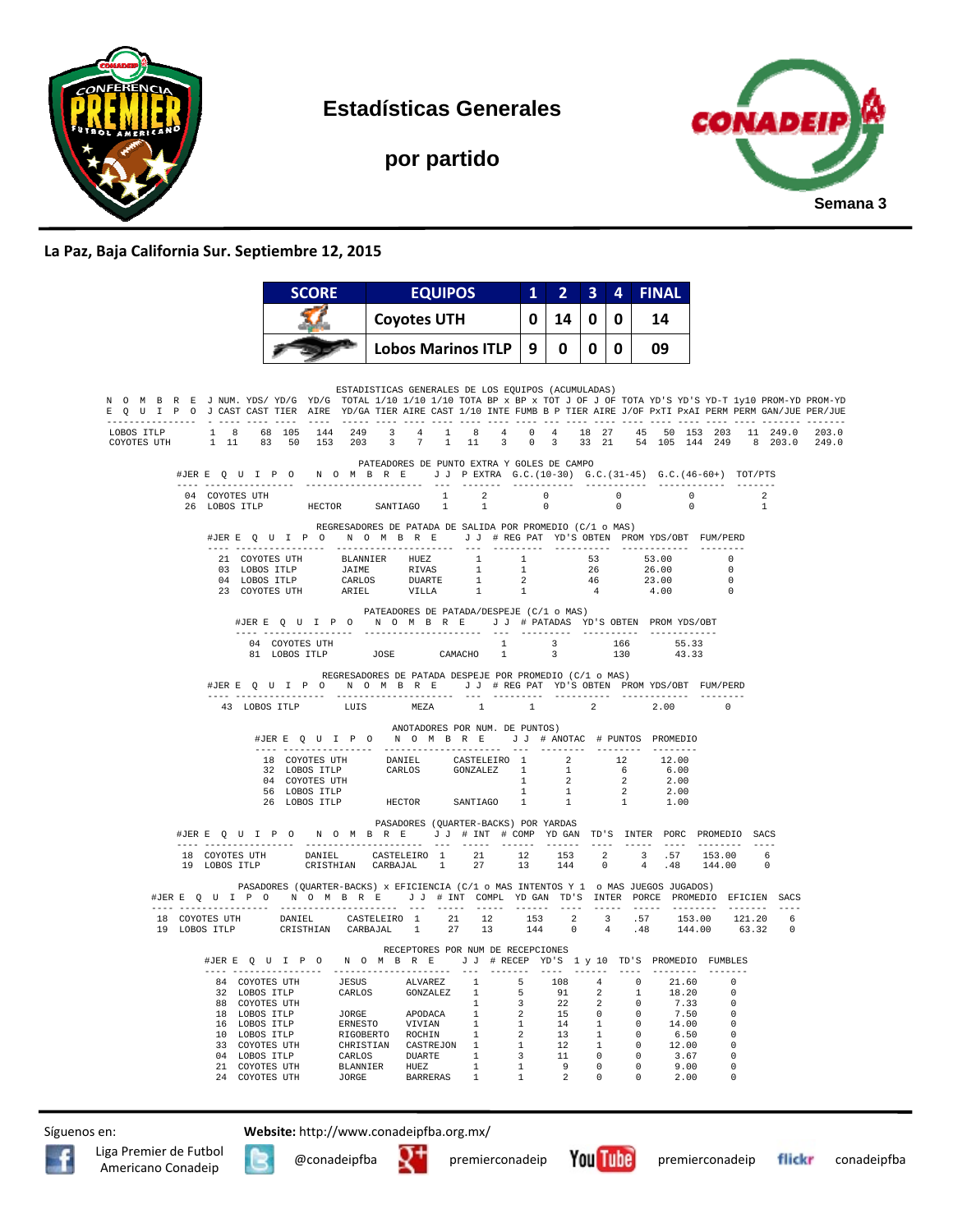# Estadísticas Generales

## por partido

Semana 3

**La Paz, Baja California Sur. Septiembre 12, 2015**

| SCORE | EQUIPOS | 1 | 2 | 3 | 4 | FINAL |
|---|---|---|---|---|---|---|
| | Coyotes UTH | 0 | 14 | 0 | 0 | 14 |
| | Lobos Marinos ITLP | 9 | 0 | 0 | 0 | 09 |

### ESTADISTICAS GENERALES DE LOS EQUIPOS (ACUMULADAS)

| NOMBRE EQUIPO | J J | NUM. CAST | YDS/ CAST | YD/G TIER | YD/G AIRE | TOTAL YD/GA | 1/10 TIER | 1/10 AIRE | 1/10 CAST | TOTA 1/10 | BP x INTE | BP x FUMB | TOT B P | J OF TIER | J OF AIRE | TOTA J/OF | YD'S PxTI | YD'S PxAI | YD-T PERM | 1y10 PERM | PROM-YD GAN/JUE | PROM-YD PER/JUE |
|---|---|---|---|---|---|---|---|---|---|---|---|---|---|---|---|---|---|---|---|---|---|---|
| LOBOS ITLP | 1 | 8 | 68 | 105 | 144 | 249 | 3 | 4 | 1 | 8 | 4 | 0 | 4 | 18 | 27 | 45 | 50 | 153 | 203 | 11 | 249.0 | 203.0 |
| COYOTES UTH | 1 | 11 | 83 | 50 | 153 | 203 | 3 | 7 | 1 | 11 | 3 | 0 | 3 | 33 | 21 | 54 | 105 | 144 | 249 | 8 | 203.0 | 249.0 |

### PATEADORES DE PUNTO EXTRA Y GOLES DE CAMPO

| #JER | EQUIPO | NOMBRE | | J J | P EXTRA | G.C.(10-30) | G.C.(31-45) | G.C.(46-60+) | TOT/PTS |
|---|---|---|---|---|---|---|---|---|---|
| 04 | COYOTES UTH | | | 1 | 2 | 0 | 0 | 0 | 2 |
| 26 | LOBOS ITLP | HECTOR | SANTIAGO | 1 | 1 | 0 | 0 | 0 | 1 |

### REGRESADORES DE PATADA DE SALIDA POR PROMEDIO (C/1 o MAS)

| #JER | EQUIPO | NOMBRE | | J J | # REG PAT | YD'S OBTEN | PROM YDS/OBT | FUM/PERD |
|---|---|---|---|---|---|---|---|---|
| 21 | COYOTES UTH | BLANNIER | HUEZ | 1 | 1 | 53 | 53.00 | 0 |
| 03 | LOBOS ITLP | JAIME | RIVAS | 1 | 1 | 26 | 26.00 | 0 |
| 04 | LOBOS ITLP | CARLOS | DUARTE | 1 | 2 | 46 | 23.00 | 0 |
| 23 | COYOTES UTH | ARIEL | VILLA | 1 | 1 | 4 | 4.00 | 0 |

### PATEADORES DE PATADA/DESPEJE (C/1 o MAS)

| #JER | EQUIPO | NOMBRE | | J J | # PATADAS | YD'S OBTEN | PROM YDS/OBT |
|---|---|---|---|---|---|---|---|
| 04 | COYOTES UTH | | | 1 | 3 | 166 | 55.33 |
| 81 | LOBOS ITLP | JOSE | CAMACHO | 1 | 3 | 130 | 43.33 |

### REGRESADORES DE PATADA DESPEJE POR PROMEDIO (C/1 o MAS)

| #JER | EQUIPO | NOMBRE | | J J | # REG PAT | YD'S OBTEN | PROM YDS/OBT | FUM/PERD |
|---|---|---|---|---|---|---|---|---|
| 43 | LOBOS ITLP | LUIS | MEZA | 1 | 1 | 2 | 2.00 | 0 |

### ANOTADORES POR NUM. DE PUNTOS)

| #JER | EQUIPO | NOMBRE | | J J | # ANOTAC | # PUNTOS | PROMEDIO |
|---|---|---|---|---|---|---|---|
| 18 | COYOTES UTH | DANIEL | CASTELEIRO | 1 | 2 | 12 | 12.00 |
| 32 | LOBOS ITLP | CARLOS | GONZALEZ | 1 | 1 | 6 | 6.00 |
| 04 | COYOTES UTH | | | 1 | 2 | 2 | 2.00 |
| 56 | LOBOS ITLP | | | 1 | 1 | 2 | 2.00 |
| 26 | LOBOS ITLP | HECTOR | SANTIAGO | 1 | 1 | 1 | 1.00 |

### PASADORES (QUARTER-BACKS) POR YARDAS

| #JER | EQUIPO | NOMBRE | | J J | # INT | # COMP | YD GAN | TD'S | INTER | PORC | PROMEDIO | SACS |
|---|---|---|---|---|---|---|---|---|---|---|---|---|
| 18 | COYOTES UTH | DANIEL | CASTELEIRO | 1 | 21 | 12 | 153 | 2 | 3 | .57 | 153.00 | 6 |
| 19 | LOBOS ITLP | CRISTHIAN | CARBAJAL | 1 | 27 | 13 | 144 | 0 | 4 | .48 | 144.00 | 0 |

### PASADORES (QUARTER-BACKS) x EFICIENCIA (C/1 o MAS INTENTOS Y 1 o MAS JUEGOS JUGADOS)

| #JER | EQUIPO | NOMBRE | | J J | # INT | COMPL | YD GAN | TD'S | INTER | PORCE | PROMEDIO | EFICIEN | SACS |
|---|---|---|---|---|---|---|---|---|---|---|---|---|---|
| 18 | COYOTES UTH | DANIEL | CASTELEIRO | 1 | 21 | 12 | 153 | 2 | 3 | .57 | 153.00 | 121.20 | 6 |
| 19 | LOBOS ITLP | CRISTHIAN | CARBAJAL | 1 | 27 | 13 | 144 | 0 | 4 | .48 | 144.00 | 63.32 | 0 |

### RECEPTORES POR NUM DE RECEPCIONES

| #JER | EQUIPO | NOMBRE | | J J | # RECEP | YD'S | 1 y 10 | TD'S | PROMEDIO | FUMBLES |
|---|---|---|---|---|---|---|---|---|---|---|
| 84 | COYOTES UTH | JESUS | ALVAREZ | 1 | 5 | 108 | 4 | 0 | 21.60 | 0 |
| 32 | LOBOS ITLP | CARLOS | GONZALEZ | 1 | 5 | 91 | 2 | 1 | 18.20 | 0 |
| 88 | COYOTES UTH | | | 1 | 3 | 22 | 2 | 0 | 7.33 | 0 |
| 18 | LOBOS ITLP | JORGE | APODACA | 1 | 2 | 15 | 0 | 0 | 7.50 | 0 |
| 16 | LOBOS ITLP | ERNESTO | VIVIAN | 1 | 1 | 14 | 1 | 0 | 14.00 | 0 |
| 10 | LOBOS ITLP | RIGOBERTO | ROCHIN | 1 | 2 | 13 | 1 | 0 | 6.50 | 0 |
| 33 | COYOTES UTH | CHRISTIAN | CASTREJON | 1 | 1 | 12 | 1 | 0 | 12.00 | 0 |
| 04 | LOBOS ITLP | CARLOS | DUARTE | 1 | 3 | 11 | 0 | 0 | 3.67 | 0 |
| 21 | COYOTES UTH | BLANNIER | HUEZ | 1 | 1 | 9 | 0 | 0 | 9.00 | 0 |
| 24 | COYOTES UTH | JORGE | BARRERAS | 1 | 1 | 2 | 0 | 0 | 2.00 | 0 |

Síguenos en: **Website:** http://www.conadeipfba.org.mx/

Liga Premier de Futbol Americano Conadeip | @conadeipfba | premierconadeip | premierconadeip | conadeipfba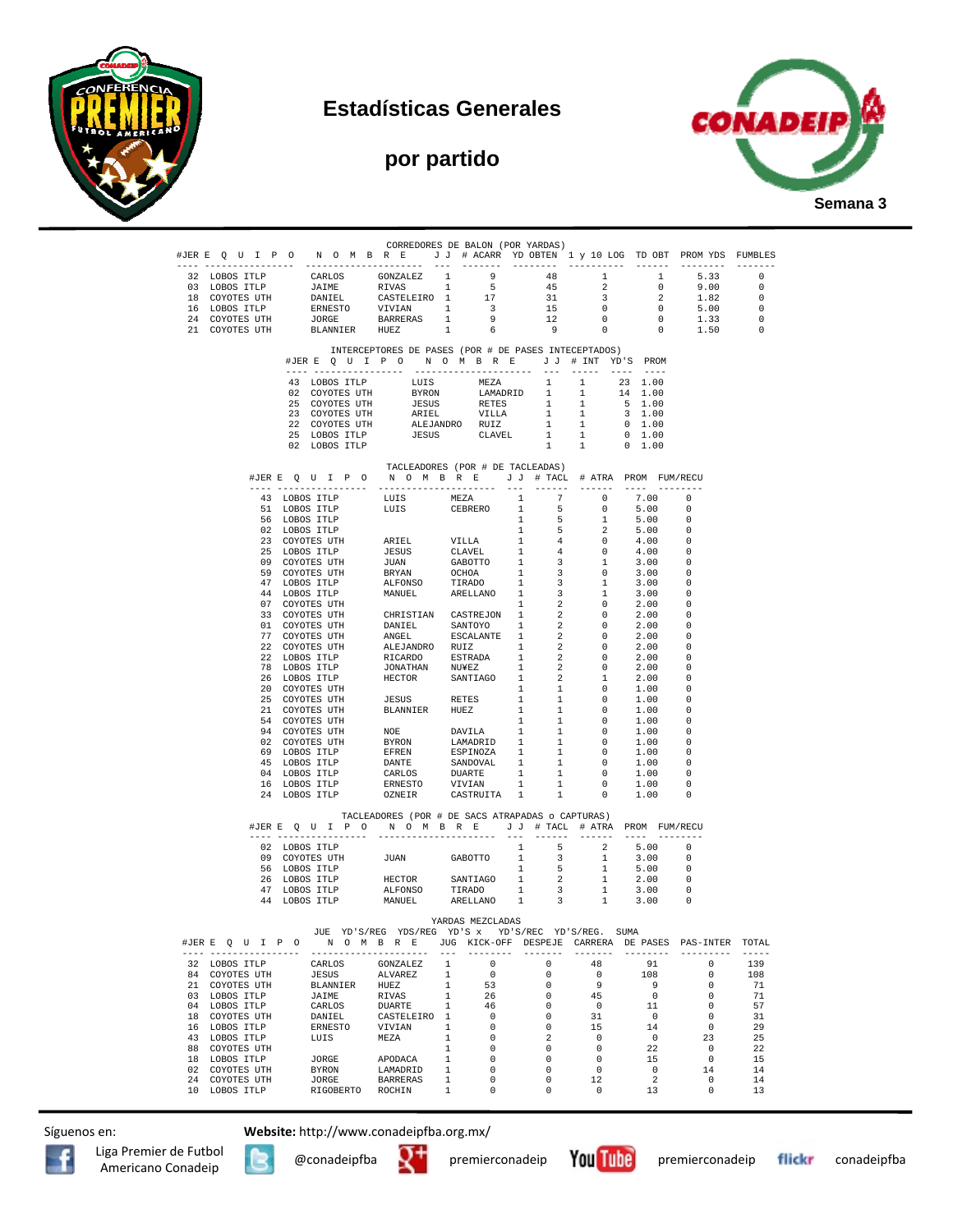# Estadísticas Generales

## por partido

**Semana 3**

### CORREDORES DE BALON (POR YARDAS)

| #JER | E Q U I P O | N O M B R E | | J J | # ACARR | YD OBTEN | 1 y 10 LOG | TD OBT | PROM YDS | FUMBLES |
|---|---|---|---|---|---|---|---|---|---|---|
| 32 | LOBOS ITLP | CARLOS | GONZALEZ | 1 | 9 | 48 | 1 | 1 | 5.33 | 0 |
| 03 | LOBOS ITLP | JAIME | RIVAS | 1 | 5 | 45 | 2 | 0 | 9.00 | 0 |
| 18 | COYOTES UTH | DANIEL | CASTELEIRO | 1 | 17 | 31 | 3 | 2 | 1.82 | 0 |
| 16 | LOBOS ITLP | ERNESTO | VIVIAN | 1 | 3 | 15 | 0 | 0 | 5.00 | 0 |
| 24 | COYOTES UTH | JORGE | BARRERAS | 1 | 9 | 12 | 0 | 0 | 1.33 | 0 |
| 21 | COYOTES UTH | BLANNIER | HUEZ | 1 | 6 | 9 | 0 | 0 | 1.50 | 0 |

### INTERCEPTORES DE PASES (POR # DE PASES INTECEPTADOS)

| #JER | E Q U I P O | N O M B R E | | J J | # INT | YD'S | PROM |
|---|---|---|---|---|---|---|---|
| 43 | LOBOS ITLP | LUIS | MEZA | 1 | 1 | 23 | 1.00 |
| 02 | COYOTES UTH | BYRON | LAMADRID | 1 | 1 | 14 | 1.00 |
| 25 | COYOTES UTH | JESUS | RETES | 1 | 1 | 5 | 1.00 |
| 23 | COYOTES UTH | ARIEL | VILLA | 1 | 1 | 3 | 1.00 |
| 22 | COYOTES UTH | ALEJANDRO | RUIZ | 1 | 1 | 0 | 1.00 |
| 25 | LOBOS ITLP | JESUS | CLAVEL | 1 | 1 | 0 | 1.00 |
| 02 | LOBOS ITLP | | | 1 | 1 | 0 | 1.00 |

### TACLEADORES (POR # DE TACLEADAS)

| #JER | E Q U I P O | N O M B R E | | J J | # TACL | # ATRA | PROM | FUM/RECU |
|---|---|---|---|---|---|---|---|---|
| 43 | LOBOS ITLP | LUIS | MEZA | 1 | 7 | 0 | 7.00 | 0 |
| 51 | LOBOS ITLP | LUIS | CEBRERO | 1 | 5 | 0 | 5.00 | 0 |
| 56 | LOBOS ITLP | | | 1 | 5 | 1 | 5.00 | 0 |
| 02 | LOBOS ITLP | | | 1 | 5 | 2 | 5.00 | 0 |
| 23 | COYOTES UTH | ARIEL | VILLA | 1 | 4 | 0 | 4.00 | 0 |
| 25 | LOBOS ITLP | JESUS | CLAVEL | 1 | 4 | 0 | 4.00 | 0 |
| 09 | COYOTES UTH | JUAN | GABOTTO | 1 | 3 | 1 | 3.00 | 0 |
| 59 | COYOTES UTH | BRYAN | OCHOA | 1 | 3 | 0 | 3.00 | 0 |
| 47 | LOBOS ITLP | ALFONSO | TIRADO | 1 | 3 | 1 | 3.00 | 0 |
| 44 | LOBOS ITLP | MANUEL | ARELLANO | 1 | 3 | 1 | 3.00 | 0 |
| 07 | COYOTES UTH | | | 1 | 2 | 0 | 2.00 | 0 |
| 33 | COYOTES UTH | CHRISTIAN | CASTREJON | 1 | 2 | 0 | 2.00 | 0 |
| 01 | COYOTES UTH | DANIEL | SANTOYO | 1 | 2 | 0 | 2.00 | 0 |
| 77 | COYOTES UTH | ANGEL | ESCALANTE | 1 | 2 | 0 | 2.00 | 0 |
| 22 | COYOTES UTH | ALEJANDRO | RUIZ | 1 | 2 | 0 | 2.00 | 0 |
| 22 | LOBOS ITLP | RICARDO | ESTRADA | 1 | 2 | 0 | 2.00 | 0 |
| 78 | LOBOS ITLP | JONATHAN | NU¥EZ | 1 | 2 | 0 | 2.00 | 0 |
| 26 | LOBOS ITLP | HECTOR | SANTIAGO | 1 | 2 | 1 | 2.00 | 0 |
| 20 | COYOTES UTH | | | 1 | 1 | 0 | 1.00 | 0 |
| 25 | COYOTES UTH | JESUS | RETES | 1 | 1 | 0 | 1.00 | 0 |
| 21 | COYOTES UTH | BLANNIER | HUEZ | 1 | 1 | 0 | 1.00 | 0 |
| 54 | COYOTES UTH | | | 1 | 1 | 0 | 1.00 | 0 |
| 94 | COYOTES UTH | NOE | DAVILA | 1 | 1 | 0 | 1.00 | 0 |
| 02 | COYOTES UTH | BYRON | LAMADRID | 1 | 1 | 0 | 1.00 | 0 |
| 69 | LOBOS ITLP | EFREN | ESPINOZA | 1 | 1 | 0 | 1.00 | 0 |
| 45 | LOBOS ITLP | DANTE | SANDOVAL | 1 | 1 | 0 | 1.00 | 0 |
| 04 | LOBOS ITLP | CARLOS | DUARTE | 1 | 1 | 0 | 1.00 | 0 |
| 16 | LOBOS ITLP | ERNESTO | VIVIAN | 1 | 1 | 0 | 1.00 | 0 |
| 24 | LOBOS ITLP | OZNEIR | CASTRUITA | 1 | 1 | 0 | 1.00 | 0 |

### TACLEADORES (POR # DE SACS ATRAPADAS o CAPTURAS)

| #JER | E Q U I P O | N O M B R E | | J J | # TACL | # ATRA | PROM | FUM/RECU |
|---|---|---|---|---|---|---|---|---|
| 02 | LOBOS ITLP | | | 1 | 5 | 2 | 5.00 | 0 |
| 09 | COYOTES UTH | JUAN | GABOTTO | 1 | 3 | 1 | 3.00 | 0 |
| 56 | LOBOS ITLP | | | 1 | 5 | 1 | 5.00 | 0 |
| 26 | LOBOS ITLP | HECTOR | SANTIAGO | 1 | 2 | 1 | 2.00 | 0 |
| 47 | LOBOS ITLP | ALFONSO | TIRADO | 1 | 3 | 1 | 3.00 | 0 |
| 44 | LOBOS ITLP | MANUEL | ARELLANO | 1 | 3 | 1 | 3.00 | 0 |

### YARDAS MEZCLADAS

| #JER | E Q U I P O | N O M B R E | | JUE JUG | YD'S/REG KICK-OFF | YDS/REG DESPEJE | YD'S x CARRERA | YD'S/REC DE PASES | YD'S/REG. PAS-INTER | SUMA TOTAL |
|---|---|---|---|---|---|---|---|---|---|---|
| 32 | LOBOS ITLP | CARLOS | GONZALEZ | 1 | 0 | 0 | 48 | 91 | 0 | 139 |
| 84 | COYOTES UTH | JESUS | ALVAREZ | 1 | 0 | 0 | 0 | 108 | 0 | 108 |
| 21 | COYOTES UTH | BLANNIER | HUEZ | 1 | 53 | 0 | 9 | 9 | 0 | 71 |
| 03 | LOBOS ITLP | JAIME | RIVAS | 1 | 26 | 0 | 45 | 0 | 0 | 71 |
| 04 | LOBOS ITLP | CARLOS | DUARTE | 1 | 46 | 0 | 0 | 11 | 0 | 57 |
| 18 | COYOTES UTH | DANIEL | CASTELEIRO | 1 | 0 | 0 | 31 | 0 | 0 | 31 |
| 16 | LOBOS ITLP | ERNESTO | VIVIAN | 1 | 0 | 0 | 15 | 14 | 0 | 29 |
| 43 | LOBOS ITLP | LUIS | MEZA | 1 | 0 | 2 | 0 | 0 | 23 | 25 |
| 88 | COYOTES UTH | | | 1 | 0 | 0 | 0 | 22 | 0 | 22 |
| 18 | LOBOS ITLP | JORGE | APODACA | 1 | 0 | 0 | 0 | 15 | 0 | 15 |
| 02 | COYOTES UTH | BYRON | LAMADRID | 1 | 0 | 0 | 0 | 0 | 14 | 14 |
| 24 | COYOTES UTH | JORGE | BARRERAS | 1 | 0 | 0 | 12 | 2 | 0 | 14 |
| 10 | LOBOS ITLP | RIGOBERTO | ROCHIN | 1 | 0 | 0 | 0 | 13 | 0 | 13 |

Síguenos en: **Website:** http://www.conadeipfba.org.mx/

Liga Premier de Futbol Americano Conadeip | @conadeipfba | premierconadeip | premierconadeip | conadeipfba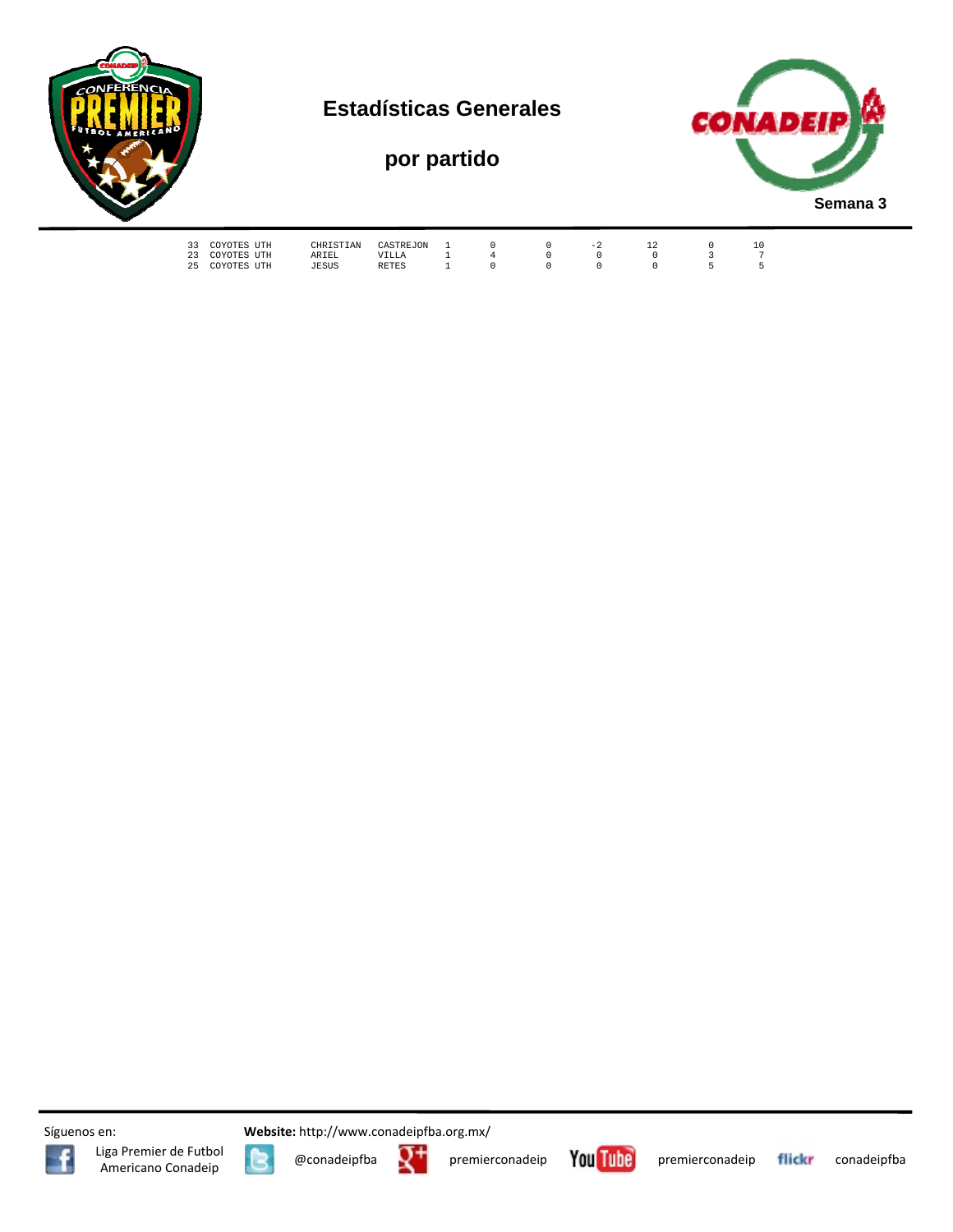## Estadísticas Generales

## por partido

Semana 3

| | | | | | | | | | | |
|---|---|---|---|---|---|---|---|---|---|---|
| 33 | COYOTES UTH | CHRISTIAN | CASTREJON | 1 | 0 | 0 | -2 | 12 | 0 | 10 |
| 23 | COYOTES UTH | ARIEL | VILLA | 1 | 4 | 0 | 0 | 0 | 3 | 7 |
| 25 | COYOTES UTH | JESUS | RETES | 1 | 0 | 0 | 0 | 0 | 5 | 5 |

Síguenos en: **Website:** http://www.conadeipfba.org.mx/

Liga Premier de Futbol Americano Conadeip @conadeipfba premierconadeip premierconadeip conadeipfba